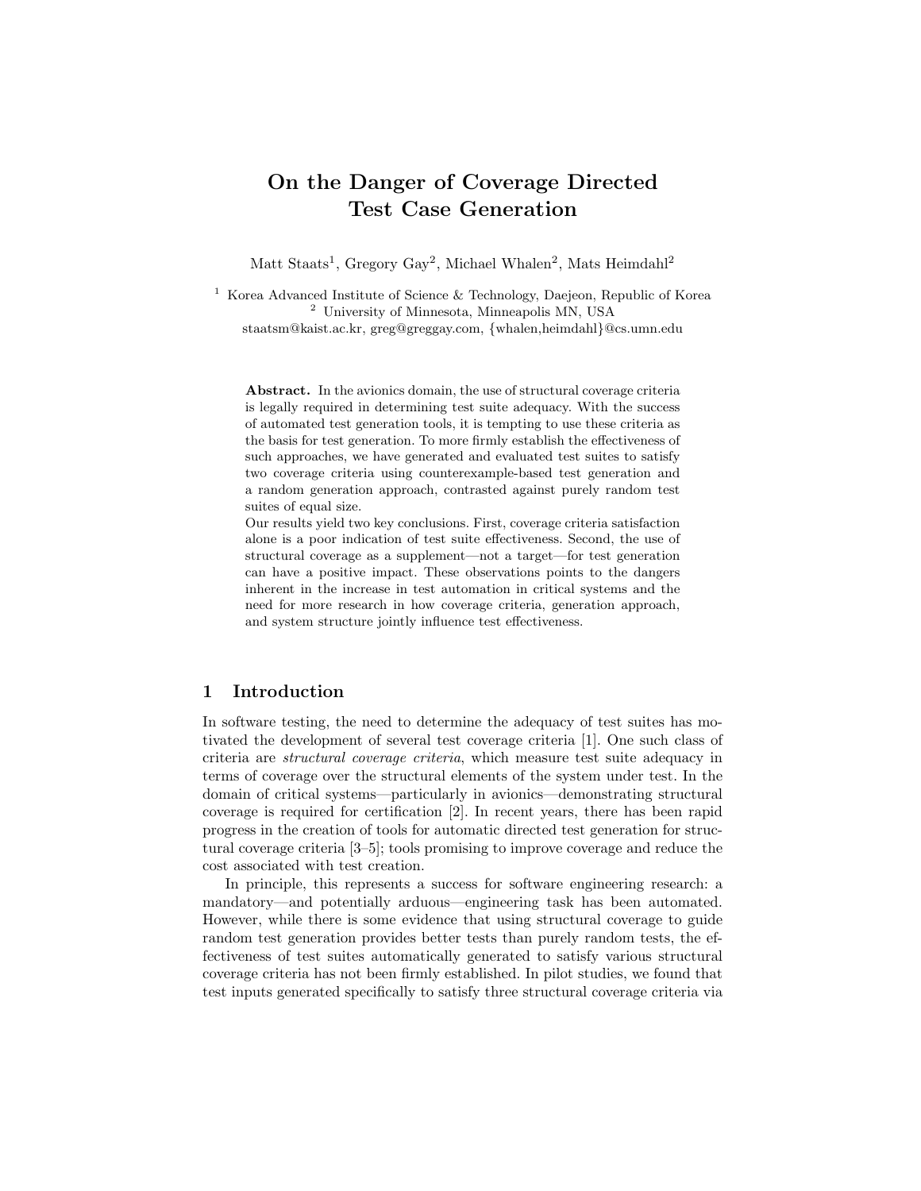# On the Danger of Coverage Directed Test Case Generation

Matt Staats[1], Gregory Gay[2], Michael Whalen[2], Mats Heimdahl[2]

[1] Korea Advanced Institute of Science & Technology, Daejeon, Republic of Korea
[2] University of Minnesota, Minneapolis MN, USA
staatsm@kaist.ac.kr, greg@greggay.com, {whalen,heimdahl}@cs.umn.edu

**Abstract.** In the avionics domain, the use of structural coverage criteria is legally required in determining test suite adequacy. With the success of automated test generation tools, it is tempting to use these criteria as the basis for test generation. To more firmly establish the effectiveness of such approaches, we have generated and evaluated test suites to satisfy two coverage criteria using counterexample-based test generation and a random generation approach, contrasted against purely random test suites of equal size.

Our results yield two key conclusions. First, coverage criteria satisfaction alone is a poor indication of test suite effectiveness. Second, the use of structural coverage as a supplement—not a target—for test generation can have a positive impact. These observations points to the dangers inherent in the increase in test automation in critical systems and the need for more research in how coverage criteria, generation approach, and system structure jointly influence test effectiveness.

## 1 Introduction

In software testing, the need to determine the adequacy of test suites has motivated the development of several test coverage criteria [1]. One such class of criteria are *structural coverage criteria*, which measure test suite adequacy in terms of coverage over the structural elements of the system under test. In the domain of critical systems—particularly in avionics—demonstrating structural coverage is required for certification [2]. In recent years, there has been rapid progress in the creation of tools for automatic directed test generation for structural coverage criteria [3–5]; tools promising to improve coverage and reduce the cost associated with test creation.

In principle, this represents a success for software engineering research: a mandatory—and potentially arduous—engineering task has been automated. However, while there is some evidence that using structural coverage to guide random test generation provides better tests than purely random tests, the effectiveness of test suites automatically generated to satisfy various structural coverage criteria has not been firmly established. In pilot studies, we found that test inputs generated specifically to satisfy three structural coverage criteria via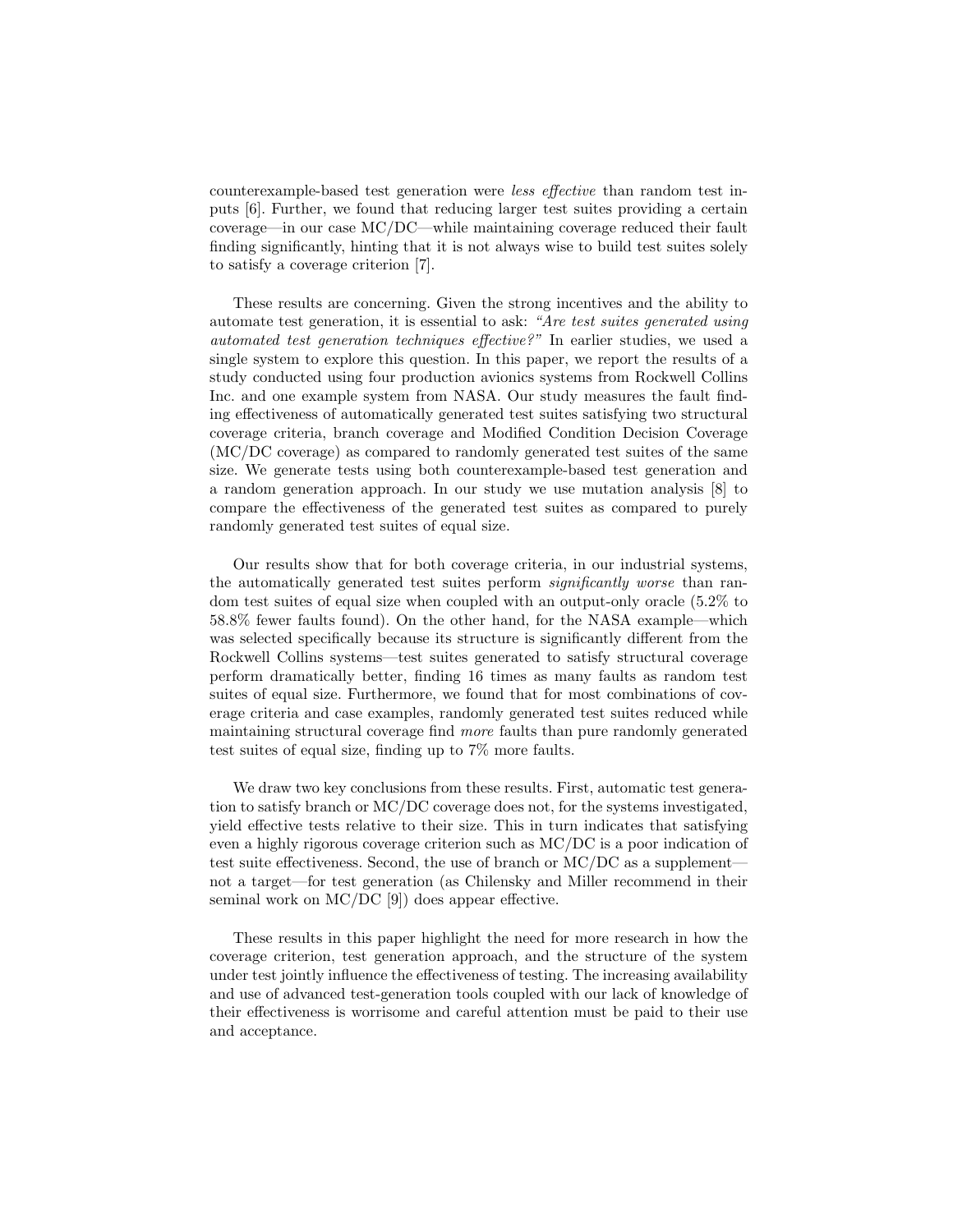counterexample-based test generation were *less effective* than random test inputs [6]. Further, we found that reducing larger test suites providing a certain coverage—in our case MC/DC—while maintaining coverage reduced their fault finding significantly, hinting that it is not always wise to build test suites solely to satisfy a coverage criterion [7].

These results are concerning. Given the strong incentives and the ability to automate test generation, it is essential to ask: *"Are test suites generated using automated test generation techniques effective?"* In earlier studies, we used a single system to explore this question. In this paper, we report the results of a study conducted using four production avionics systems from Rockwell Collins Inc. and one example system from NASA. Our study measures the fault finding effectiveness of automatically generated test suites satisfying two structural coverage criteria, branch coverage and Modified Condition Decision Coverage (MC/DC coverage) as compared to randomly generated test suites of the same size. We generate tests using both counterexample-based test generation and a random generation approach. In our study we use mutation analysis [8] to compare the effectiveness of the generated test suites as compared to purely randomly generated test suites of equal size.

Our results show that for both coverage criteria, in our industrial systems, the automatically generated test suites perform *significantly worse* than random test suites of equal size when coupled with an output-only oracle (5.2% to 58.8% fewer faults found). On the other hand, for the NASA example—which was selected specifically because its structure is significantly different from the Rockwell Collins systems—test suites generated to satisfy structural coverage perform dramatically better, finding 16 times as many faults as random test suites of equal size. Furthermore, we found that for most combinations of coverage criteria and case examples, randomly generated test suites reduced while maintaining structural coverage find *more* faults than pure randomly generated test suites of equal size, finding up to 7% more faults.

We draw two key conclusions from these results. First, automatic test generation to satisfy branch or MC/DC coverage does not, for the systems investigated, yield effective tests relative to their size. This in turn indicates that satisfying even a highly rigorous coverage criterion such as MC/DC is a poor indication of test suite effectiveness. Second, the use of branch or MC/DC as a supplement—not a target—for test generation (as Chilensky and Miller recommend in their seminal work on MC/DC [9]) does appear effective.

These results in this paper highlight the need for more research in how the coverage criterion, test generation approach, and the structure of the system under test jointly influence the effectiveness of testing. The increasing availability and use of advanced test-generation tools coupled with our lack of knowledge of their effectiveness is worrisome and careful attention must be paid to their use and acceptance.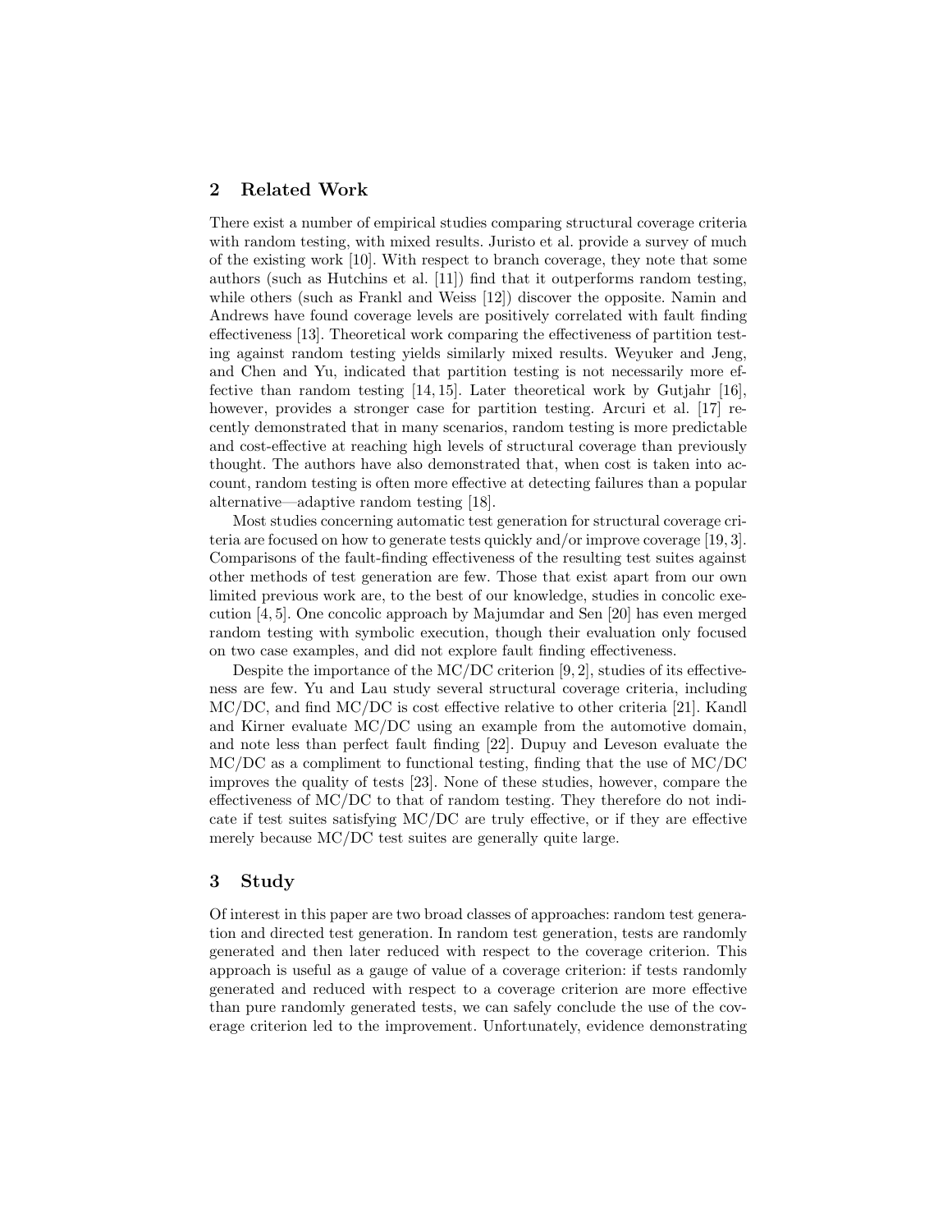## 2 Related Work

There exist a number of empirical studies comparing structural coverage criteria with random testing, with mixed results. Juristo et al. provide a survey of much of the existing work [10]. With respect to branch coverage, they note that some authors (such as Hutchins et al. [11]) find that it outperforms random testing, while others (such as Frankl and Weiss [12]) discover the opposite. Namin and Andrews have found coverage levels are positively correlated with fault finding effectiveness [13]. Theoretical work comparing the effectiveness of partition testing against random testing yields similarly mixed results. Weyuker and Jeng, and Chen and Yu, indicated that partition testing is not necessarily more effective than random testing [14, 15]. Later theoretical work by Gutjahr [16], however, provides a stronger case for partition testing. Arcuri et al. [17] recently demonstrated that in many scenarios, random testing is more predictable and cost-effective at reaching high levels of structural coverage than previously thought. The authors have also demonstrated that, when cost is taken into account, random testing is often more effective at detecting failures than a popular alternative—adaptive random testing [18].

Most studies concerning automatic test generation for structural coverage criteria are focused on how to generate tests quickly and/or improve coverage [19, 3]. Comparisons of the fault-finding effectiveness of the resulting test suites against other methods of test generation are few. Those that exist apart from our own limited previous work are, to the best of our knowledge, studies in concolic execution [4, 5]. One concolic approach by Majumdar and Sen [20] has even merged random testing with symbolic execution, though their evaluation only focused on two case examples, and did not explore fault finding effectiveness.

Despite the importance of the MC/DC criterion [9, 2], studies of its effectiveness are few. Yu and Lau study several structural coverage criteria, including MC/DC, and find MC/DC is cost effective relative to other criteria [21]. Kandl and Kirner evaluate MC/DC using an example from the automotive domain, and note less than perfect fault finding [22]. Dupuy and Leveson evaluate the MC/DC as a compliment to functional testing, finding that the use of MC/DC improves the quality of tests [23]. None of these studies, however, compare the effectiveness of MC/DC to that of random testing. They therefore do not indicate if test suites satisfying MC/DC are truly effective, or if they are effective merely because MC/DC test suites are generally quite large.

## 3 Study

Of interest in this paper are two broad classes of approaches: random test generation and directed test generation. In random test generation, tests are randomly generated and then later reduced with respect to the coverage criterion. This approach is useful as a gauge of value of a coverage criterion: if tests randomly generated and reduced with respect to a coverage criterion are more effective than pure randomly generated tests, we can safely conclude the use of the coverage criterion led to the improvement. Unfortunately, evidence demonstrating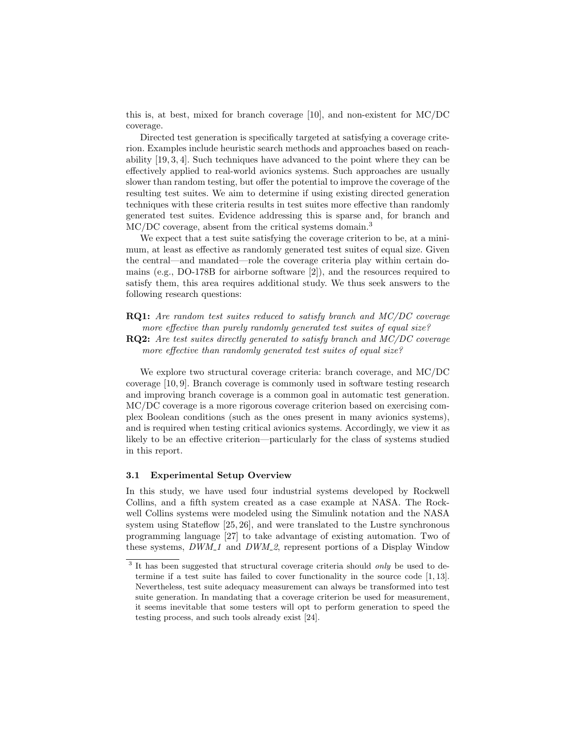this is, at best, mixed for branch coverage [10], and non-existent for MC/DC coverage.

Directed test generation is specifically targeted at satisfying a coverage criterion. Examples include heuristic search methods and approaches based on reachability [19, 3, 4]. Such techniques have advanced to the point where they can be effectively applied to real-world avionics systems. Such approaches are usually slower than random testing, but offer the potential to improve the coverage of the resulting test suites. We aim to determine if using existing directed generation techniques with these criteria results in test suites more effective than randomly generated test suites. Evidence addressing this is sparse and, for branch and MC/DC coverage, absent from the critical systems domain.[3]

We expect that a test suite satisfying the coverage criterion to be, at a minimum, at least as effective as randomly generated test suites of equal size. Given the central—and mandated—role the coverage criteria play within certain domains (e.g., DO-178B for airborne software [2]), and the resources required to satisfy them, this area requires additional study. We thus seek answers to the following research questions:

**RQ1:** *Are random test suites reduced to satisfy branch and MC/DC coverage more effective than purely randomly generated test suites of equal size?*

**RQ2:** *Are test suites directly generated to satisfy branch and MC/DC coverage more effective than randomly generated test suites of equal size?*

We explore two structural coverage criteria: branch coverage, and MC/DC coverage [10, 9]. Branch coverage is commonly used in software testing research and improving branch coverage is a common goal in automatic test generation. MC/DC coverage is a more rigorous coverage criterion based on exercising complex Boolean conditions (such as the ones present in many avionics systems), and is required when testing critical avionics systems. Accordingly, we view it as likely to be an effective criterion—particularly for the class of systems studied in this report.

### 3.1 Experimental Setup Overview

In this study, we have used four industrial systems developed by Rockwell Collins, and a fifth system created as a case example at NASA. The Rockwell Collins systems were modeled using the Simulink notation and the NASA system using Stateflow [25, 26], and were translated to the Lustre synchronous programming language [27] to take advantage of existing automation. Two of these systems, *DWM_1* and *DWM_2*, represent portions of a Display Window

[3] It has been suggested that structural coverage criteria should *only* be used to determine if a test suite has failed to cover functionality in the source code [1, 13]. Nevertheless, test suite adequacy measurement can always be transformed into test suite generation. In mandating that a coverage criterion be used for measurement, it seems inevitable that some testers will opt to perform generation to speed the testing process, and such tools already exist [24].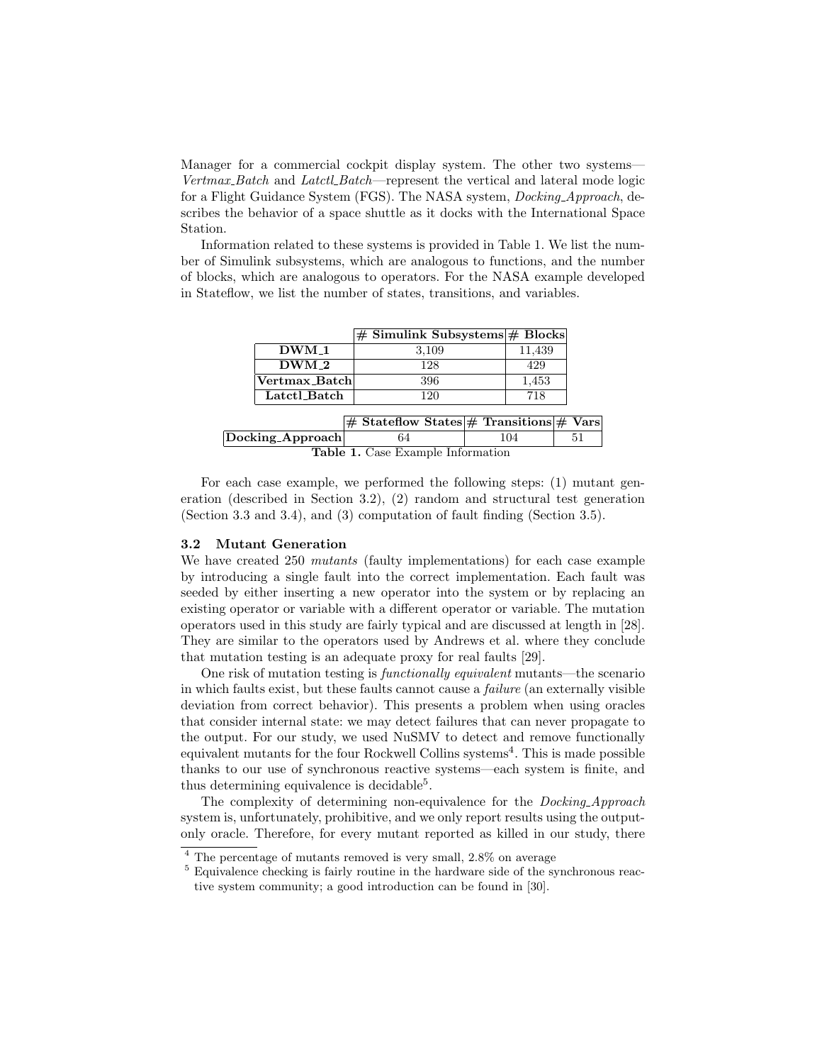Manager for a commercial cockpit display system. The other two systems—*Vertmax_Batch* and *Latctl_Batch*—represent the vertical and lateral mode logic for a Flight Guidance System (FGS). The NASA system, *Docking_Approach*, describes the behavior of a space shuttle as it docks with the International Space Station.

Information related to these systems is provided in Table 1. We list the number of Simulink subsystems, which are analogous to functions, and the number of blocks, which are analogous to operators. For the NASA example developed in Stateflow, we list the number of states, transitions, and variables.

| | **# Simulink Subsystems** | **# Blocks** |
|---|---|---|
| **DWM_1** | 3,109 | 11,439 |
| **DWM_2** | 128 | 429 |
| **Vertmax_Batch** | 396 | 1,453 |
| **Latctl_Batch** | 120 | 718 |

| | **# Stateflow States** | **# Transitions** | **# Vars** |
|---|---|---|---|
| **Docking_Approach** | 64 | 104 | 51 |

**Table 1.** Case Example Information

For each case example, we performed the following steps: (1) mutant generation (described in Section 3.2), (2) random and structural test generation (Section 3.3 and 3.4), and (3) computation of fault finding (Section 3.5).

### 3.2 Mutant Generation

We have created 250 *mutants* (faulty implementations) for each case example by introducing a single fault into the correct implementation. Each fault was seeded by either inserting a new operator into the system or by replacing an existing operator or variable with a different operator or variable. The mutation operators used in this study are fairly typical and are discussed at length in [28]. They are similar to the operators used by Andrews et al. where they conclude that mutation testing is an adequate proxy for real faults [29].

One risk of mutation testing is *functionally equivalent* mutants—the scenario in which faults exist, but these faults cannot cause a *failure* (an externally visible deviation from correct behavior). This presents a problem when using oracles that consider internal state: we may detect failures that can never propagate to the output. For our study, we used NuSMV to detect and remove functionally equivalent mutants for the four Rockwell Collins systems[4]. This is made possible thanks to our use of synchronous reactive systems—each system is finite, and thus determining equivalence is decidable[5].

The complexity of determining non-equivalence for the *Docking_Approach* system is, unfortunately, prohibitive, and we only report results using the output-only oracle. Therefore, for every mutant reported as killed in our study, there

---

[4] The percentage of mutants removed is very small, 2.8% on average

[5] Equivalence checking is fairly routine in the hardware side of the synchronous reactive system community; a good introduction can be found in [30].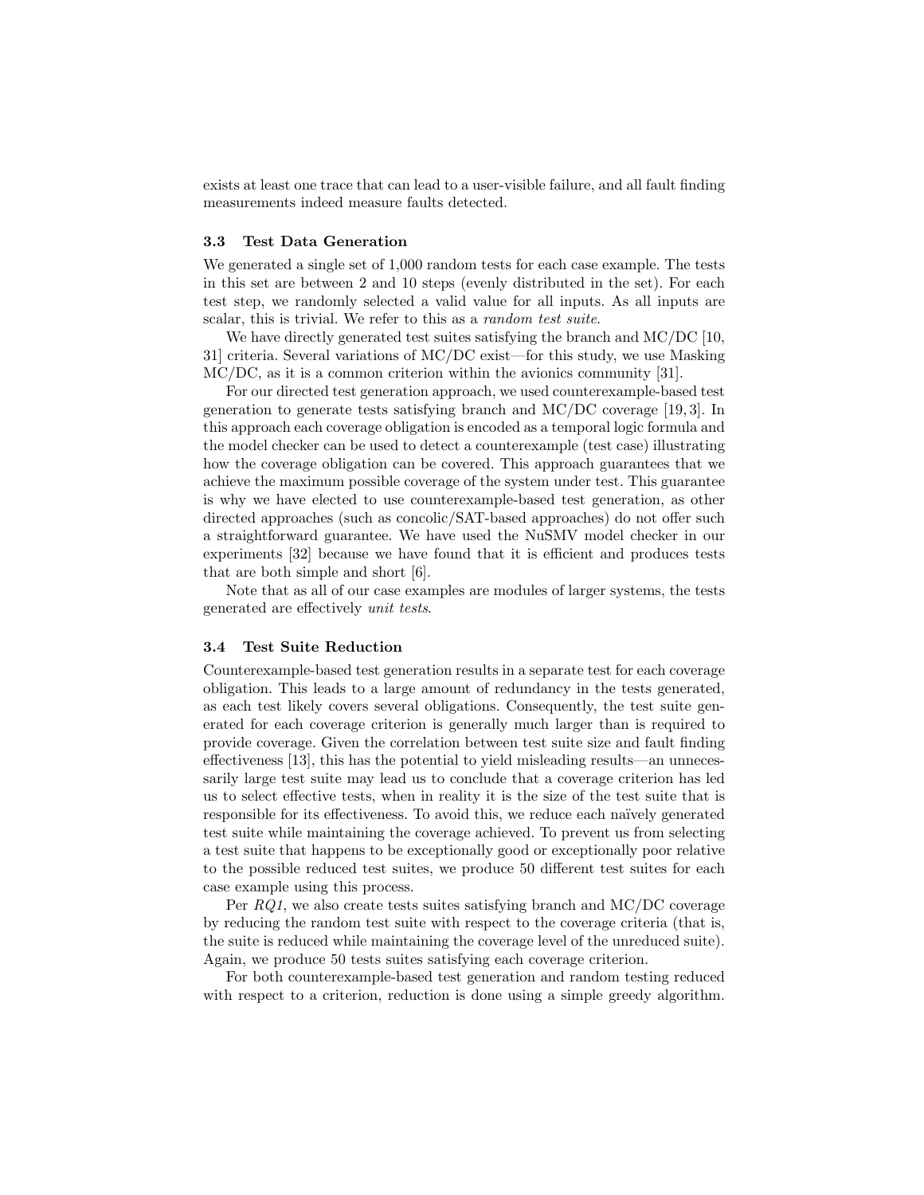exists at least one trace that can lead to a user-visible failure, and all fault finding measurements indeed measure faults detected.

### 3.3 Test Data Generation

We generated a single set of 1,000 random tests for each case example. The tests in this set are between 2 and 10 steps (evenly distributed in the set). For each test step, we randomly selected a valid value for all inputs. As all inputs are scalar, this is trivial. We refer to this as a *random test suite*.

We have directly generated test suites satisfying the branch and MC/DC [10, 31] criteria. Several variations of MC/DC exist—for this study, we use Masking MC/DC, as it is a common criterion within the avionics community [31].

For our directed test generation approach, we used counterexample-based test generation to generate tests satisfying branch and MC/DC coverage [19, 3]. In this approach each coverage obligation is encoded as a temporal logic formula and the model checker can be used to detect a counterexample (test case) illustrating how the coverage obligation can be covered. This approach guarantees that we achieve the maximum possible coverage of the system under test. This guarantee is why we have elected to use counterexample-based test generation, as other directed approaches (such as concolic/SAT-based approaches) do not offer such a straightforward guarantee. We have used the NuSMV model checker in our experiments [32] because we have found that it is efficient and produces tests that are both simple and short [6].

Note that as all of our case examples are modules of larger systems, the tests generated are effectively *unit tests*.

### 3.4 Test Suite Reduction

Counterexample-based test generation results in a separate test for each coverage obligation. This leads to a large amount of redundancy in the tests generated, as each test likely covers several obligations. Consequently, the test suite generated for each coverage criterion is generally much larger than is required to provide coverage. Given the correlation between test suite size and fault finding effectiveness [13], this has the potential to yield misleading results—an unnecessarily large test suite may lead us to conclude that a coverage criterion has led us to select effective tests, when in reality it is the size of the test suite that is responsible for its effectiveness. To avoid this, we reduce each naïvely generated test suite while maintaining the coverage achieved. To prevent us from selecting a test suite that happens to be exceptionally good or exceptionally poor relative to the possible reduced test suites, we produce 50 different test suites for each case example using this process.

Per *RQ1*, we also create tests suites satisfying branch and MC/DC coverage by reducing the random test suite with respect to the coverage criteria (that is, the suite is reduced while maintaining the coverage level of the unreduced suite). Again, we produce 50 tests suites satisfying each coverage criterion.

For both counterexample-based test generation and random testing reduced with respect to a criterion, reduction is done using a simple greedy algorithm.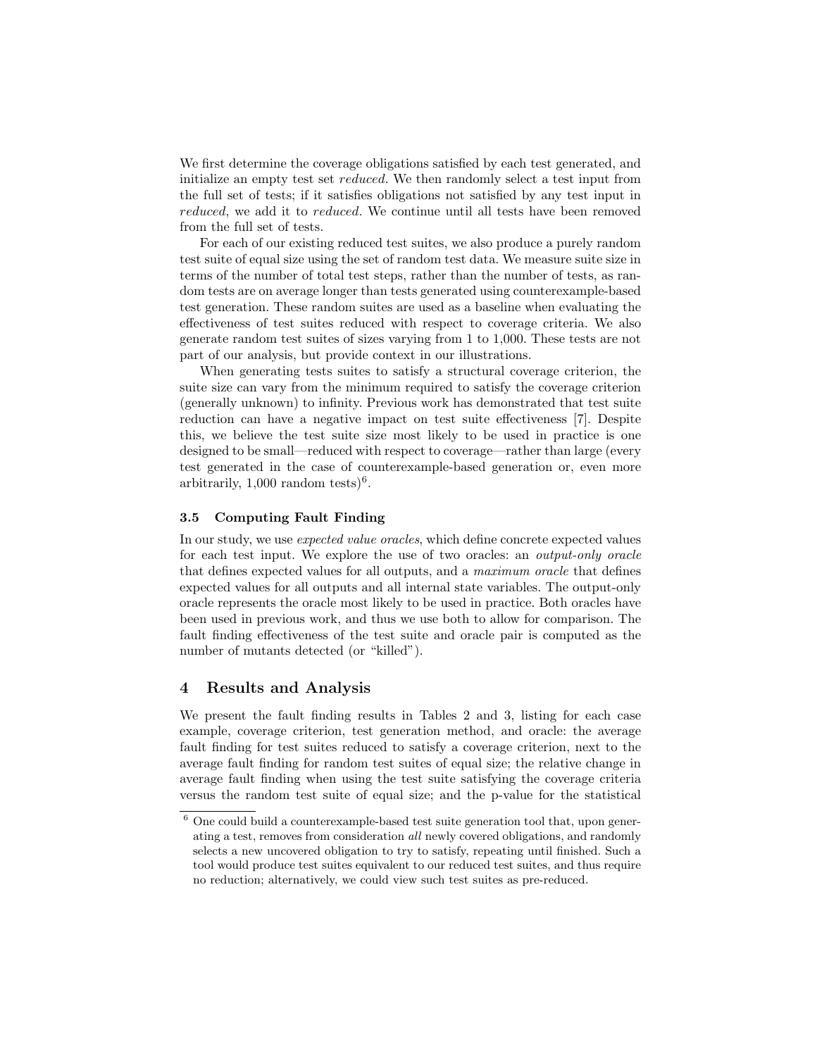We first determine the coverage obligations satisfied by each test generated, and initialize an empty test set *reduced*. We then randomly select a test input from the full set of tests; if it satisfies obligations not satisfied by any test input in *reduced*, we add it to *reduced*. We continue until all tests have been removed from the full set of tests.

For each of our existing reduced test suites, we also produce a purely random test suite of equal size using the set of random test data. We measure suite size in terms of the number of total test steps, rather than the number of tests, as random tests are on average longer than tests generated using counterexample-based test generation. These random suites are used as a baseline when evaluating the effectiveness of test suites reduced with respect to coverage criteria. We also generate random test suites of sizes varying from 1 to 1,000. These tests are not part of our analysis, but provide context in our illustrations.

When generating tests suites to satisfy a structural coverage criterion, the suite size can vary from the minimum required to satisfy the coverage criterion (generally unknown) to infinity. Previous work has demonstrated that test suite reduction can have a negative impact on test suite effectiveness [7]. Despite this, we believe the test suite size most likely to be used in practice is one designed to be small—reduced with respect to coverage—rather than large (every test generated in the case of counterexample-based generation or, even more arbitrarily, 1,000 random tests)[6].

### 3.5 Computing Fault Finding

In our study, we use *expected value oracles*, which define concrete expected values for each test input. We explore the use of two oracles: an *output-only oracle* that defines expected values for all outputs, and a *maximum oracle* that defines expected values for all outputs and all internal state variables. The output-only oracle represents the oracle most likely to be used in practice. Both oracles have been used in previous work, and thus we use both to allow for comparison. The fault finding effectiveness of the test suite and oracle pair is computed as the number of mutants detected (or "killed").

## 4 Results and Analysis

We present the fault finding results in Tables 2 and 3, listing for each case example, coverage criterion, test generation method, and oracle: the average fault finding for test suites reduced to satisfy a coverage criterion, next to the average fault finding for random test suites of equal size; the relative change in average fault finding when using the test suite satisfying the coverage criteria versus the random test suite of equal size; and the p-value for the statistical

[6] One could build a counterexample-based test suite generation tool that, upon generating a test, removes from consideration *all* newly covered obligations, and randomly selects a new uncovered obligation to try to satisfy, repeating until finished. Such a tool would produce test suites equivalent to our reduced test suites, and thus require no reduction; alternatively, we could view such test suites as pre-reduced.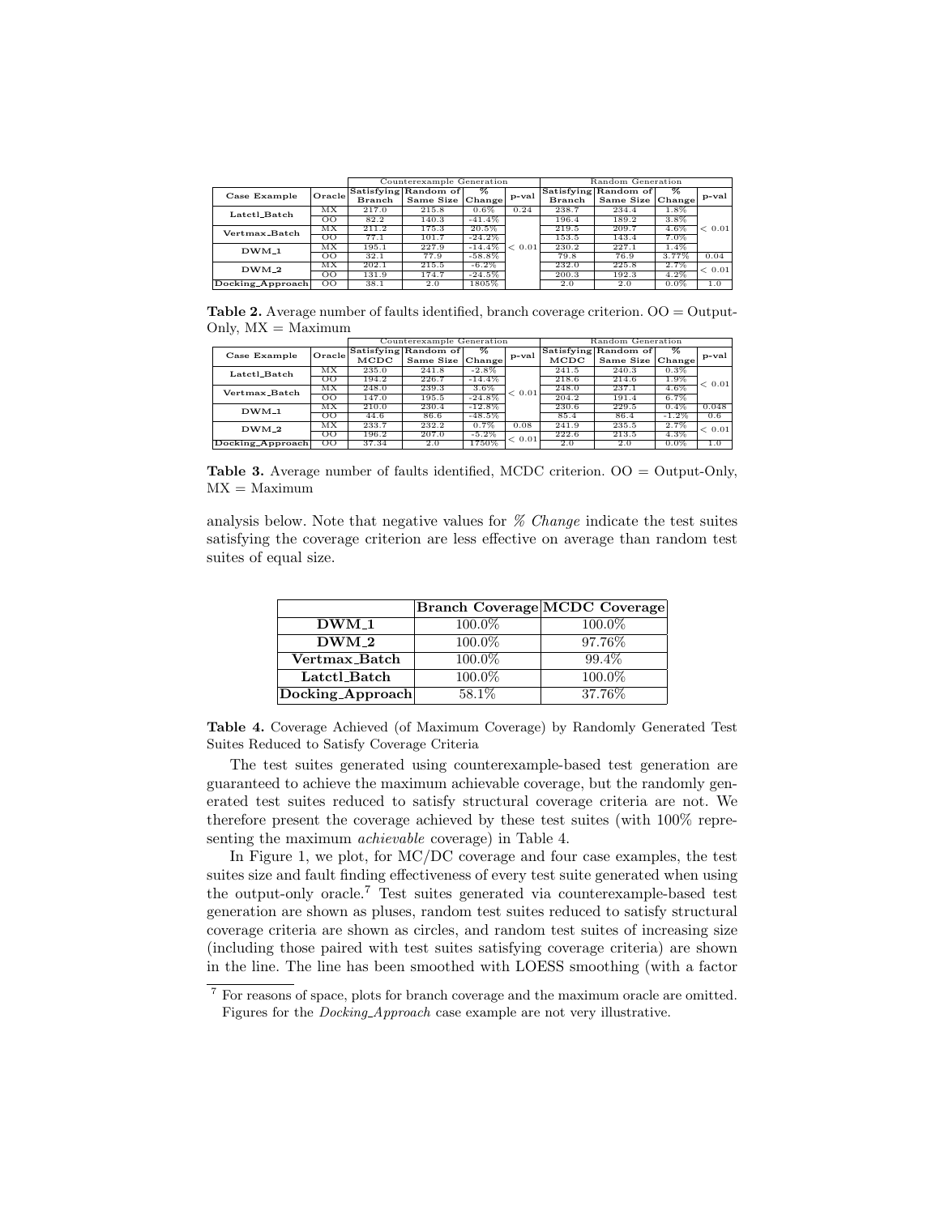| Case Example | Oracle | Counterexample Generation | | | | Random Generation | | | |
|---|---|---|---|---|---|---|---|---|---|
| | | Satisfying Branch | Random of Same Size | % Change | p-val | Satisfying Branch | Random of Same Size | % Change | p-val |
| Latctl_Batch | MX | 217.0 | 215.8 | 0.6% | 0.24 | 238.7 | 234.4 | 1.8% | < 0.01 |
| | OO | 82.2 | 140.3 | -41.4% | < 0.01 | 196.4 | 189.2 | 3.8% | |
| Vertmax_Batch | MX | 211.2 | 175.3 | 20.5% | | 219.5 | 209.7 | 4.6% | |
| | OO | 77.1 | 101.7 | -24.2% | | 153.5 | 143.4 | 7.0% | |
| DWM_1 | MX | 195.1 | 227.9 | -14.4% | | 230.2 | 227.1 | 1.4% | |
| | OO | 32.1 | 77.9 | -58.8% | | 79.8 | 76.9 | 3.77% | 0.04 |
| DWM_2 | MX | 202.1 | 215.5 | -6.2% | | 232.0 | 225.8 | 2.7% | < 0.01 |
| | OO | 131.9 | 174.7 | -24.5% | | 200.3 | 192.3 | 4.2% | |
| Docking_Approach | OO | 38.1 | 2.0 | 1805% | | 2.0 | 2.0 | 0.0% | 1.0 |

**Table 2.** Average number of faults identified, branch coverage criterion. OO = Output-Only, MX = Maximum

| Case Example | Oracle | Counterexample Generation | | | | Random Generation | | | |
|---|---|---|---|---|---|---|---|---|---|
| | | Satisfying MCDC | Random of Same Size | % Change | p-val | Satisfying MCDC | Random of Same Size | % Change | p-val |
| Latctl_Batch | MX | 235.0 | 241.8 | -2.8% | < 0.01 | 241.5 | 240.3 | 0.3% | < 0.01 |
| | OO | 194.2 | 226.7 | -14.4% | | 218.6 | 214.6 | 1.9% | |
| Vertmax_Batch | MX | 248.0 | 239.3 | 3.6% | | 248.0 | 237.1 | 4.6% | |
| | OO | 147.0 | 195.5 | -24.8% | | 204.2 | 191.4 | 6.7% | |
| DWM_1 | MX | 210.0 | 230.4 | -12.8% | | 230.6 | 229.5 | 0.4% | 0.048 |
| | OO | 44.6 | 86.6 | -48.5% | | 85.4 | 86.4 | -1.2% | 0.6 |
| DWM_2 | MX | 233.7 | 232.2 | 0.7% | 0.08 | 241.9 | 235.5 | 2.7% | < 0.01 |
| | OO | 196.2 | 207.0 | -5.2% | < 0.01 | 222.6 | 213.5 | 4.3% | |
| Docking_Approach | OO | 37.34 | 2.0 | 1750% | | 2.0 | 2.0 | 0.0% | 1.0 |

**Table 3.** Average number of faults identified, MCDC criterion. OO = Output-Only, MX = Maximum

analysis below. Note that negative values for *% Change* indicate the test suites satisfying the coverage criterion are less effective on average than random test suites of equal size.

| | Branch Coverage | MCDC Coverage |
|---|---|---|
| **DWM_1** | 100.0% | 100.0% |
| **DWM_2** | 100.0% | 97.76% |
| **Vertmax_Batch** | 100.0% | 99.4% |
| **Latctl_Batch** | 100.0% | 100.0% |
| **Docking_Approach** | 58.1% | 37.76% |

**Table 4.** Coverage Achieved (of Maximum Coverage) by Randomly Generated Test Suites Reduced to Satisfy Coverage Criteria

The test suites generated using counterexample-based test generation are guaranteed to achieve the maximum achievable coverage, but the randomly generated test suites reduced to satisfy structural coverage criteria are not. We therefore present the coverage achieved by these test suites (with 100% representing the maximum *achievable* coverage) in Table 4.

In Figure 1, we plot, for MC/DC coverage and four case examples, the test suites size and fault finding effectiveness of every test suite generated when using the output-only oracle.[7] Test suites generated via counterexample-based test generation are shown as pluses, random test suites reduced to satisfy structural coverage criteria are shown as circles, and random test suites of increasing size (including those paired with test suites satisfying coverage criteria) are shown in the line. The line has been smoothed with LOESS smoothing (with a factor

[7] For reasons of space, plots for branch coverage and the maximum oracle are omitted. Figures for the *Docking_Approach* case example are not very illustrative.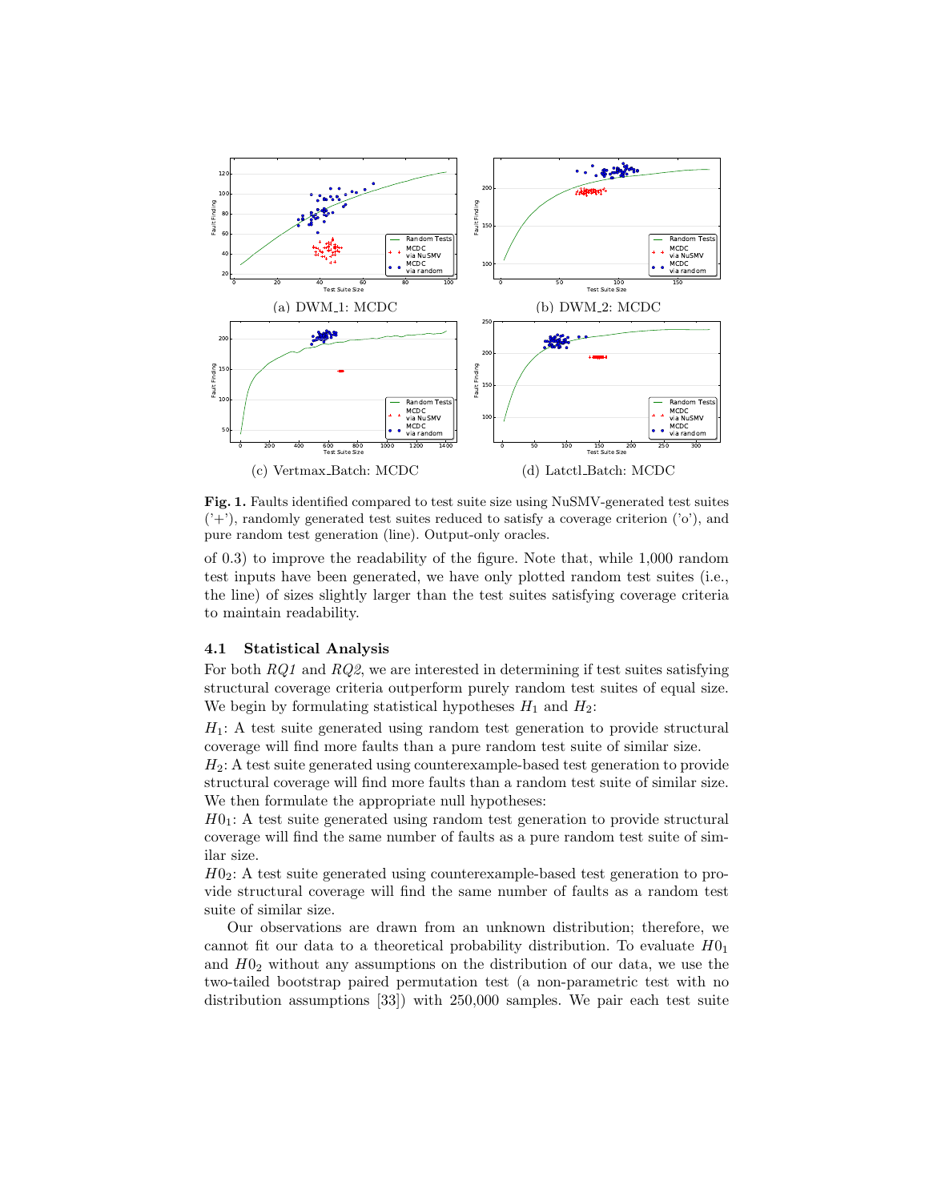(a) DWM_1: MCDC

(b) DWM_2: MCDC

(c) Vertmax_Batch: MCDC

(d) Latctl_Batch: MCDC

**Fig. 1.** Faults identified compared to test suite size using NuSMV-generated test suites ('+'), randomly generated test suites reduced to satisfy a coverage criterion ('o'), and pure random test generation (line). Output-only oracles.

of 0.3) to improve the readability of the figure. Note that, while 1,000 random test inputs have been generated, we have only plotted random test suites (i.e., the line) of sizes slightly larger than the test suites satisfying coverage criteria to maintain readability.

### 4.1 Statistical Analysis

For both *RQ1* and *RQ2*, we are interested in determining if test suites satisfying structural coverage criteria outperform purely random test suites of equal size. We begin by formulating statistical hypotheses $H_1$ and $H_2$:

$H_1$: A test suite generated using random test generation to provide structural coverage will find more faults than a pure random test suite of similar size.

$H_2$: A test suite generated using counterexample-based test generation to provide structural coverage will find more faults than a random test suite of similar size.

We then formulate the appropriate null hypotheses:

$H0_1$: A test suite generated using random test generation to provide structural coverage will find the same number of faults as a pure random test suite of similar size.

$H0_2$: A test suite generated using counterexample-based test generation to provide structural coverage will find the same number of faults as a random test suite of similar size.

Our observations are drawn from an unknown distribution; therefore, we cannot fit our data to a theoretical probability distribution. To evaluate $H0_1$ and $H0_2$ without any assumptions on the distribution of our data, we use the two-tailed bootstrap paired permutation test (a non-parametric test with no distribution assumptions [33]) with 250,000 samples. We pair each test suite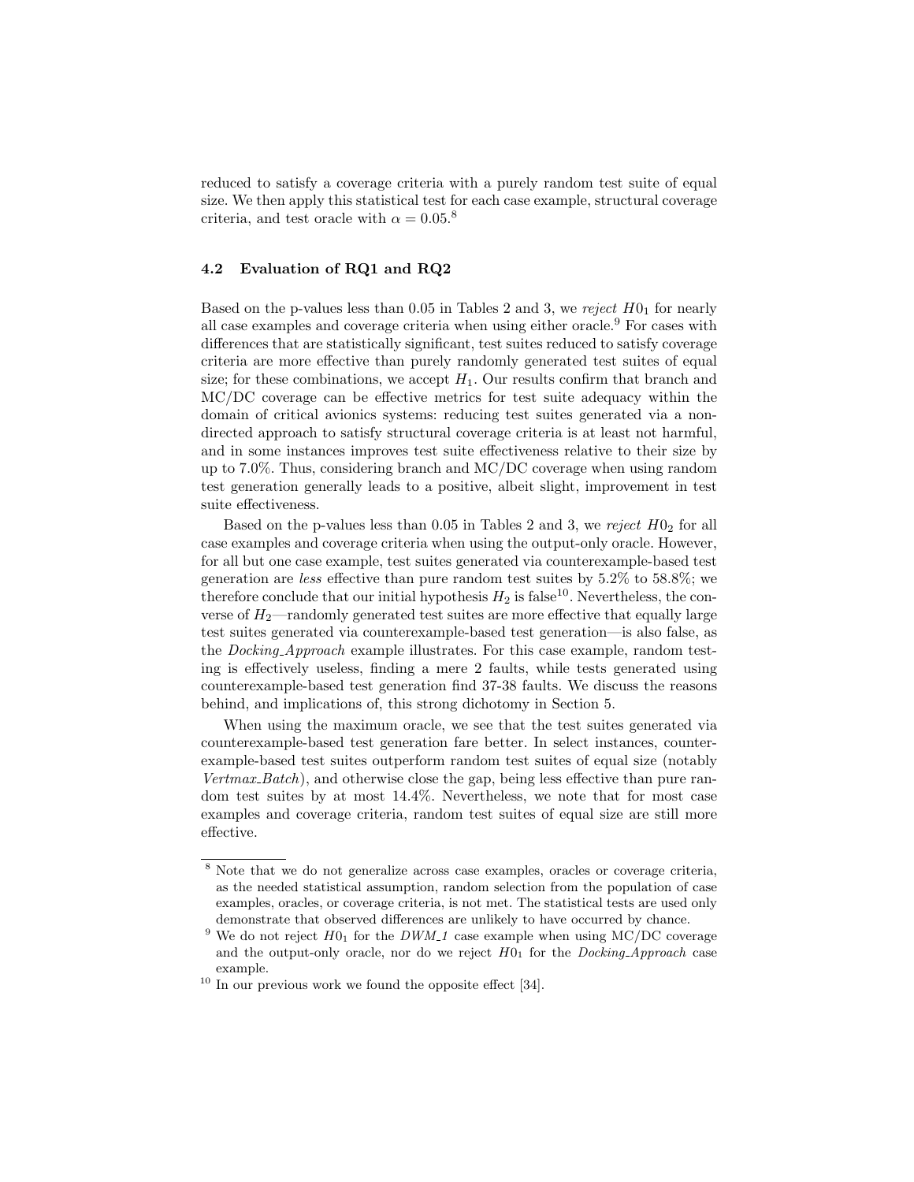reduced to satisfy a coverage criteria with a purely random test suite of equal size. We then apply this statistical test for each case example, structural coverage criteria, and test oracle with $\alpha = 0.05$.[8]

### 4.2 Evaluation of RQ1 and RQ2

Based on the p-values less than 0.05 in Tables 2 and 3, we *reject* $H0_1$ for nearly all case examples and coverage criteria when using either oracle.[9] For cases with differences that are statistically significant, test suites reduced to satisfy coverage criteria are more effective than purely randomly generated test suites of equal size; for these combinations, we accept $H_1$. Our results confirm that branch and MC/DC coverage can be effective metrics for test suite adequacy within the domain of critical avionics systems: reducing test suites generated via a non-directed approach to satisfy structural coverage criteria is at least not harmful, and in some instances improves test suite effectiveness relative to their size by up to 7.0%. Thus, considering branch and MC/DC coverage when using random test generation generally leads to a positive, albeit slight, improvement in test suite effectiveness.

Based on the p-values less than 0.05 in Tables 2 and 3, we *reject* $H0_2$ for all case examples and coverage criteria when using the output-only oracle. However, for all but one case example, test suites generated via counterexample-based test generation are *less* effective than pure random test suites by 5.2% to 58.8%; we therefore conclude that our initial hypothesis $H_2$ is false[10]. Nevertheless, the converse of $H_2$—randomly generated test suites are more effective that equally large test suites generated via counterexample-based test generation—is also false, as the *Docking_Approach* example illustrates. For this case example, random testing is effectively useless, finding a mere 2 faults, while tests generated using counterexample-based test generation find 37-38 faults. We discuss the reasons behind, and implications of, this strong dichotomy in Section 5.

When using the maximum oracle, we see that the test suites generated via counterexample-based test generation fare better. In select instances, counterexample-based test suites outperform random test suites of equal size (notably *Vertmax_Batch*), and otherwise close the gap, being less effective than pure random test suites by at most 14.4%. Nevertheless, we note that for most case examples and coverage criteria, random test suites of equal size are still more effective.

---

[8] Note that we do not generalize across case examples, oracles or coverage criteria, as the needed statistical assumption, random selection from the population of case examples, oracles, or coverage criteria, is not met. The statistical tests are used only demonstrate that observed differences are unlikely to have occurred by chance.

[9] We do not reject $H0_1$ for the *DWM_1* case example when using MC/DC coverage and the output-only oracle, nor do we reject $H0_1$ for the *Docking_Approach* case example.

[10] In our previous work we found the opposite effect [34].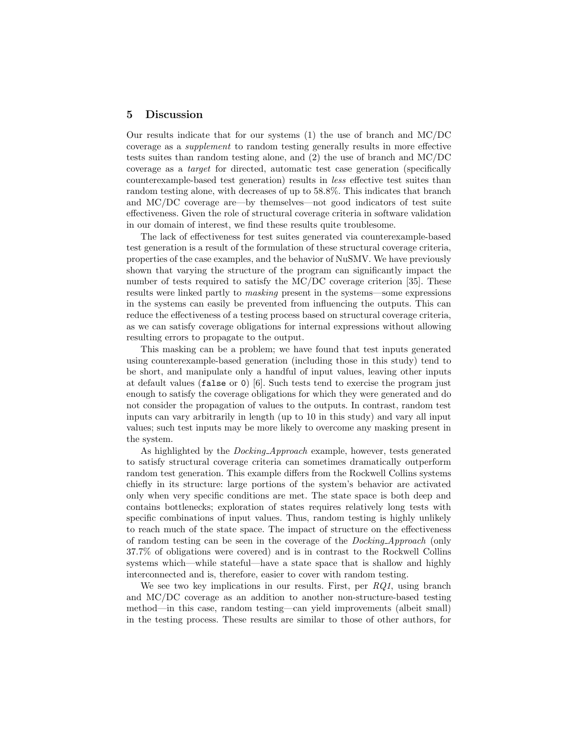## 5 Discussion

Our results indicate that for our systems (1) the use of branch and MC/DC coverage as a *supplement* to random testing generally results in more effective tests suites than random testing alone, and (2) the use of branch and MC/DC coverage as a *target* for directed, automatic test case generation (specifically counterexample-based test generation) results in *less* effective test suites than random testing alone, with decreases of up to 58.8%. This indicates that branch and MC/DC coverage are—by themselves—not good indicators of test suite effectiveness. Given the role of structural coverage criteria in software validation in our domain of interest, we find these results quite troublesome.

The lack of effectiveness for test suites generated via counterexample-based test generation is a result of the formulation of these structural coverage criteria, properties of the case examples, and the behavior of NuSMV. We have previously shown that varying the structure of the program can significantly impact the number of tests required to satisfy the MC/DC coverage criterion [35]. These results were linked partly to *masking* present in the systems—some expressions in the systems can easily be prevented from influencing the outputs. This can reduce the effectiveness of a testing process based on structural coverage criteria, as we can satisfy coverage obligations for internal expressions without allowing resulting errors to propagate to the output.

This masking can be a problem; we have found that test inputs generated using counterexample-based generation (including those in this study) tend to be short, and manipulate only a handful of input values, leaving other inputs at default values (`false` or `0`) [6]. Such tests tend to exercise the program just enough to satisfy the coverage obligations for which they were generated and do not consider the propagation of values to the outputs. In contrast, random test inputs can vary arbitrarily in length (up to 10 in this study) and vary all input values; such test inputs may be more likely to overcome any masking present in the system.

As highlighted by the *Docking_Approach* example, however, tests generated to satisfy structural coverage criteria can sometimes dramatically outperform random test generation. This example differs from the Rockwell Collins systems chiefly in its structure: large portions of the system's behavior are activated only when very specific conditions are met. The state space is both deep and contains bottlenecks; exploration of states requires relatively long tests with specific combinations of input values. Thus, random testing is highly unlikely to reach much of the state space. The impact of structure on the effectiveness of random testing can be seen in the coverage of the *Docking_Approach* (only 37.7% of obligations were covered) and is in contrast to the Rockwell Collins systems which—while stateful—have a state space that is shallow and highly interconnected and is, therefore, easier to cover with random testing.

We see two key implications in our results. First, per *RQ1*, using branch and MC/DC coverage as an addition to another non-structure-based testing method—in this case, random testing—can yield improvements (albeit small) in the testing process. These results are similar to those of other authors, for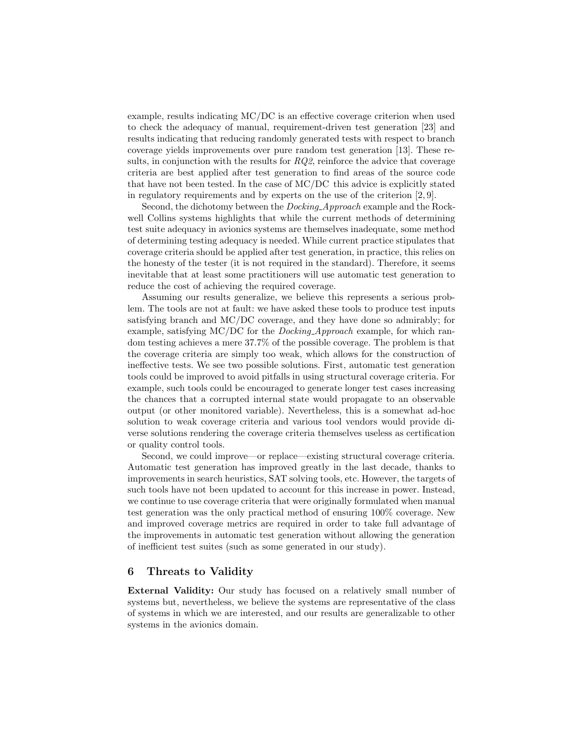example, results indicating MC/DC is an effective coverage criterion when used to check the adequacy of manual, requirement-driven test generation [23] and results indicating that reducing randomly generated tests with respect to branch coverage yields improvements over pure random test generation [13]. These results, in conjunction with the results for *RQ2*, reinforce the advice that coverage criteria are best applied after test generation to find areas of the source code that have not been tested. In the case of MC/DC this advice is explicitly stated in regulatory requirements and by experts on the use of the criterion [2, 9].

Second, the dichotomy between the *Docking_Approach* example and the Rockwell Collins systems highlights that while the current methods of determining test suite adequacy in avionics systems are themselves inadequate, some method of determining testing adequacy is needed. While current practice stipulates that coverage criteria should be applied after test generation, in practice, this relies on the honesty of the tester (it is not required in the standard). Therefore, it seems inevitable that at least some practitioners will use automatic test generation to reduce the cost of achieving the required coverage.

Assuming our results generalize, we believe this represents a serious problem. The tools are not at fault: we have asked these tools to produce test inputs satisfying branch and MC/DC coverage, and they have done so admirably; for example, satisfying MC/DC for the *Docking_Approach* example, for which random testing achieves a mere 37.7% of the possible coverage. The problem is that the coverage criteria are simply too weak, which allows for the construction of ineffective tests. We see two possible solutions. First, automatic test generation tools could be improved to avoid pitfalls in using structural coverage criteria. For example, such tools could be encouraged to generate longer test cases increasing the chances that a corrupted internal state would propagate to an observable output (or other monitored variable). Nevertheless, this is a somewhat ad-hoc solution to weak coverage criteria and various tool vendors would provide diverse solutions rendering the coverage criteria themselves useless as certification or quality control tools.

Second, we could improve—or replace—existing structural coverage criteria. Automatic test generation has improved greatly in the last decade, thanks to improvements in search heuristics, SAT solving tools, etc. However, the targets of such tools have not been updated to account for this increase in power. Instead, we continue to use coverage criteria that were originally formulated when manual test generation was the only practical method of ensuring 100% coverage. New and improved coverage metrics are required in order to take full advantage of the improvements in automatic test generation without allowing the generation of inefficient test suites (such as some generated in our study).

## 6 Threats to Validity

**External Validity:** Our study has focused on a relatively small number of systems but, nevertheless, we believe the systems are representative of the class of systems in which we are interested, and our results are generalizable to other systems in the avionics domain.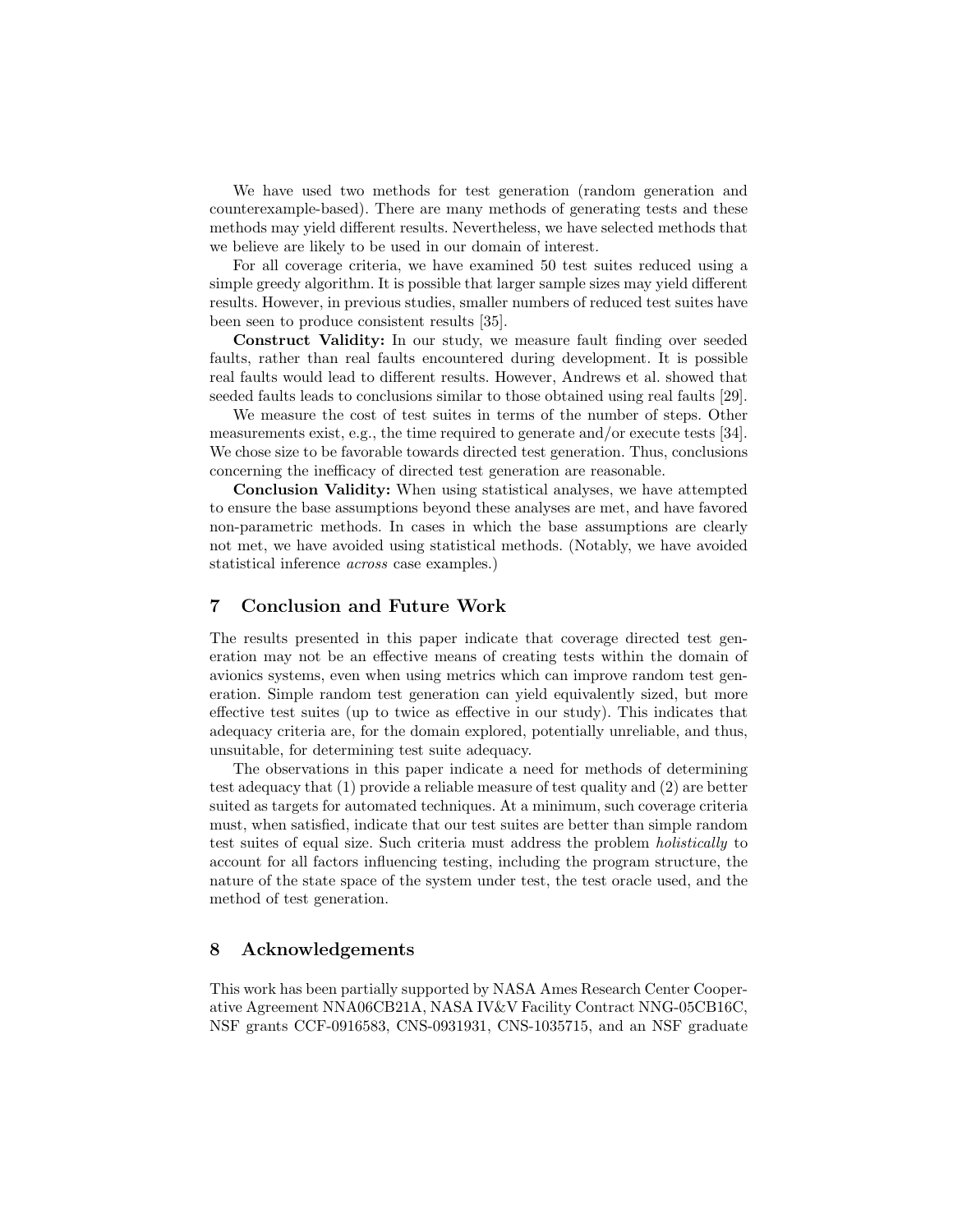We have used two methods for test generation (random generation and counterexample-based). There are many methods of generating tests and these methods may yield different results. Nevertheless, we have selected methods that we believe are likely to be used in our domain of interest.

For all coverage criteria, we have examined 50 test suites reduced using a simple greedy algorithm. It is possible that larger sample sizes may yield different results. However, in previous studies, smaller numbers of reduced test suites have been seen to produce consistent results [35].

**Construct Validity:** In our study, we measure fault finding over seeded faults, rather than real faults encountered during development. It is possible real faults would lead to different results. However, Andrews et al. showed that seeded faults leads to conclusions similar to those obtained using real faults [29].

We measure the cost of test suites in terms of the number of steps. Other measurements exist, e.g., the time required to generate and/or execute tests [34]. We chose size to be favorable towards directed test generation. Thus, conclusions concerning the inefficacy of directed test generation are reasonable.

**Conclusion Validity:** When using statistical analyses, we have attempted to ensure the base assumptions beyond these analyses are met, and have favored non-parametric methods. In cases in which the base assumptions are clearly not met, we have avoided using statistical methods. (Notably, we have avoided statistical inference *across* case examples.)

## 7 Conclusion and Future Work

The results presented in this paper indicate that coverage directed test generation may not be an effective means of creating tests within the domain of avionics systems, even when using metrics which can improve random test generation. Simple random test generation can yield equivalently sized, but more effective test suites (up to twice as effective in our study). This indicates that adequacy criteria are, for the domain explored, potentially unreliable, and thus, unsuitable, for determining test suite adequacy.

The observations in this paper indicate a need for methods of determining test adequacy that (1) provide a reliable measure of test quality and (2) are better suited as targets for automated techniques. At a minimum, such coverage criteria must, when satisfied, indicate that our test suites are better than simple random test suites of equal size. Such criteria must address the problem *holistically* to account for all factors influencing testing, including the program structure, the nature of the state space of the system under test, the test oracle used, and the method of test generation.

## 8 Acknowledgements

This work has been partially supported by NASA Ames Research Center Cooperative Agreement NNA06CB21A, NASA IV&V Facility Contract NNG-05CB16C, NSF grants CCF-0916583, CNS-0931931, CNS-1035715, and an NSF graduate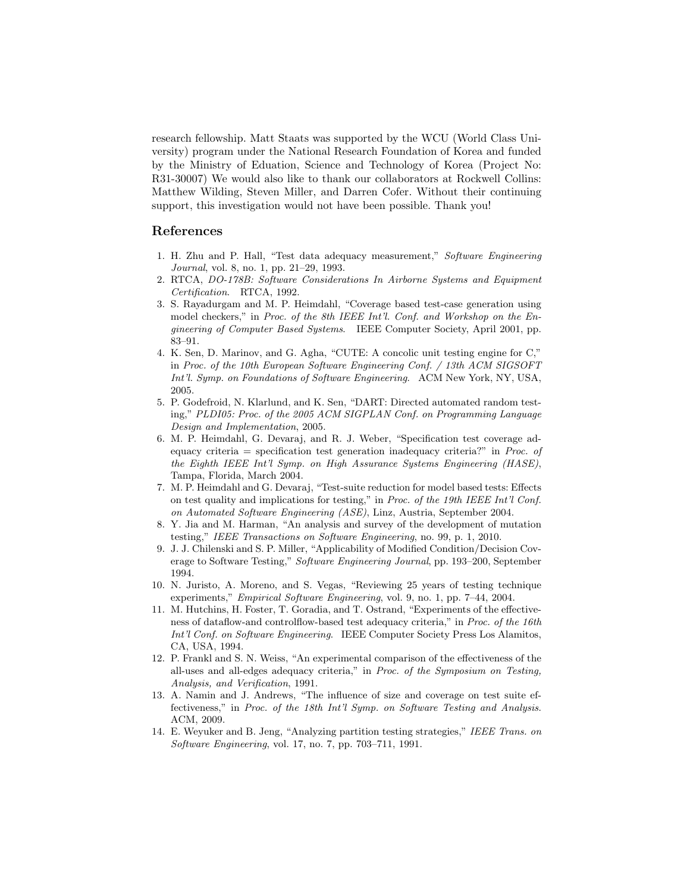research fellowship. Matt Staats was supported by the WCU (World Class University) program under the National Research Foundation of Korea and funded by the Ministry of Eduation, Science and Technology of Korea (Project No: R31-30007) We would also like to thank our collaborators at Rockwell Collins: Matthew Wilding, Steven Miller, and Darren Cofer. Without their continuing support, this investigation would not have been possible. Thank you!

## References

1. H. Zhu and P. Hall, "Test data adequacy measurement," *Software Engineering Journal*, vol. 8, no. 1, pp. 21–29, 1993.
2. RTCA, *DO-178B: Software Considerations In Airborne Systems and Equipment Certification*. RTCA, 1992.
3. S. Rayadurgam and M. P. Heimdahl, "Coverage based test-case generation using model checkers," in *Proc. of the 8th IEEE Int'l. Conf. and Workshop on the Engineering of Computer Based Systems*. IEEE Computer Society, April 2001, pp. 83–91.
4. K. Sen, D. Marinov, and G. Agha, "CUTE: A concolic unit testing engine for C," in *Proc. of the 10th European Software Engineering Conf. / 13th ACM SIGSOFT Int'l. Symp. on Foundations of Software Engineering*. ACM New York, NY, USA, 2005.
5. P. Godefroid, N. Klarlund, and K. Sen, "DART: Directed automated random testing," *PLDI05: Proc. of the 2005 ACM SIGPLAN Conf. on Programming Language Design and Implementation*, 2005.
6. M. P. Heimdahl, G. Devaraj, and R. J. Weber, "Specification test coverage adequacy criteria = specification test generation inadequacy criteria?" in *Proc. of the Eighth IEEE Int'l Symp. on High Assurance Systems Engineering (HASE)*, Tampa, Florida, March 2004.
7. M. P. Heimdahl and G. Devaraj, "Test-suite reduction for model based tests: Effects on test quality and implications for testing," in *Proc. of the 19th IEEE Int'l Conf. on Automated Software Engineering (ASE)*, Linz, Austria, September 2004.
8. Y. Jia and M. Harman, "An analysis and survey of the development of mutation testing," *IEEE Transactions on Software Engineering*, no. 99, p. 1, 2010.
9. J. J. Chilenski and S. P. Miller, "Applicability of Modified Condition/Decision Coverage to Software Testing," *Software Engineering Journal*, pp. 193–200, September 1994.
10. N. Juristo, A. Moreno, and S. Vegas, "Reviewing 25 years of testing technique experiments," *Empirical Software Engineering*, vol. 9, no. 1, pp. 7–44, 2004.
11. M. Hutchins, H. Foster, T. Goradia, and T. Ostrand, "Experiments of the effectiveness of dataflow-and controlflow-based test adequacy criteria," in *Proc. of the 16th Int'l Conf. on Software Engineering*. IEEE Computer Society Press Los Alamitos, CA, USA, 1994.
12. P. Frankl and S. N. Weiss, "An experimental comparison of the effectiveness of the all-uses and all-edges adequacy criteria," in *Proc. of the Symposium on Testing, Analysis, and Verification*, 1991.
13. A. Namin and J. Andrews, "The influence of size and coverage on test suite effectiveness," in *Proc. of the 18th Int'l Symp. on Software Testing and Analysis*. ACM, 2009.
14. E. Weyuker and B. Jeng, "Analyzing partition testing strategies," *IEEE Trans. on Software Engineering*, vol. 17, no. 7, pp. 703–711, 1991.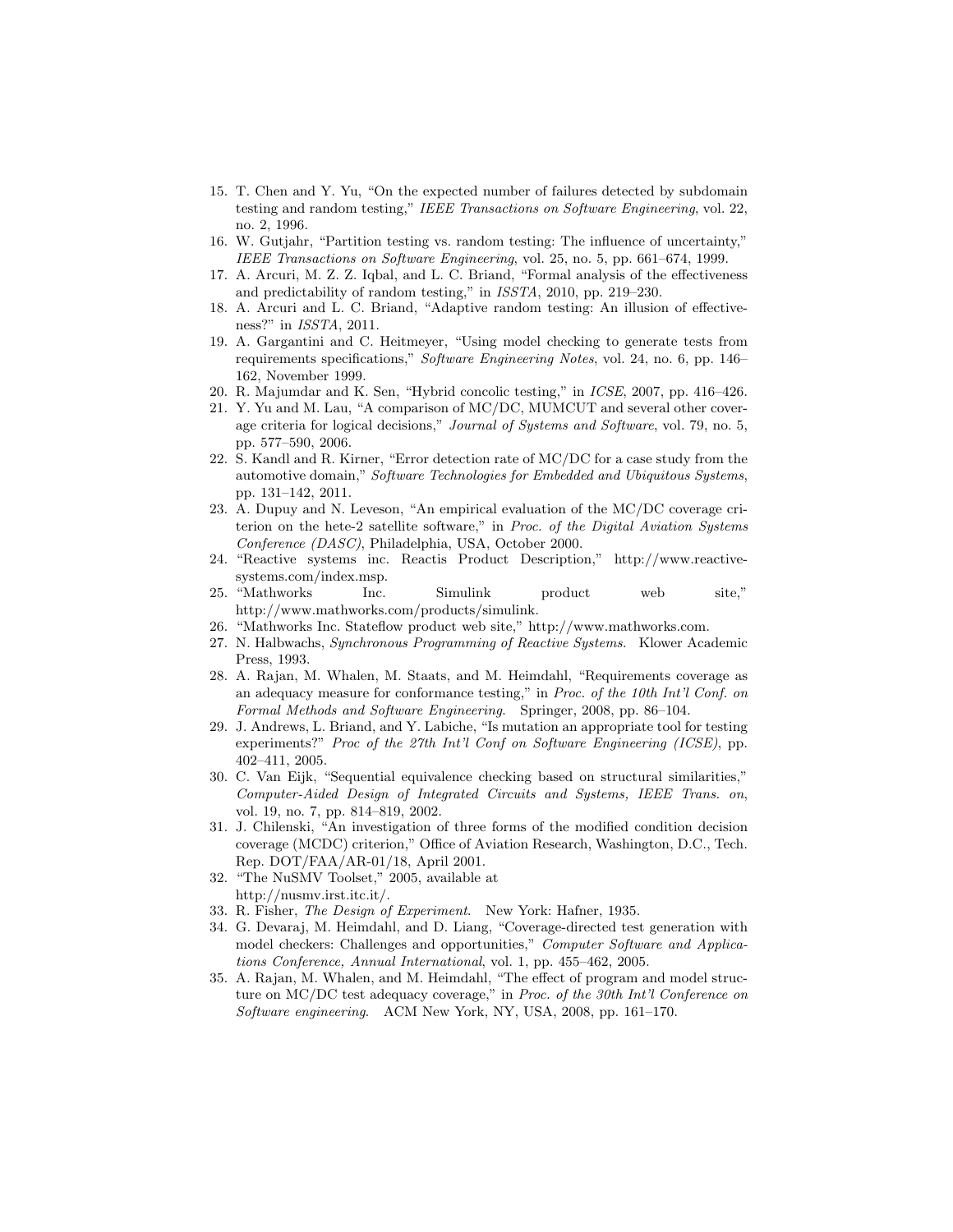15. T. Chen and Y. Yu, "On the expected number of failures detected by subdomain testing and random testing," *IEEE Transactions on Software Engineering*, vol. 22, no. 2, 1996.
16. W. Gutjahr, "Partition testing vs. random testing: The influence of uncertainty," *IEEE Transactions on Software Engineering*, vol. 25, no. 5, pp. 661–674, 1999.
17. A. Arcuri, M. Z. Z. Iqbal, and L. C. Briand, "Formal analysis of the effectiveness and predictability of random testing," in *ISSTA*, 2010, pp. 219–230.
18. A. Arcuri and L. C. Briand, "Adaptive random testing: An illusion of effectiveness?" in *ISSTA*, 2011.
19. A. Gargantini and C. Heitmeyer, "Using model checking to generate tests from requirements specifications," *Software Engineering Notes*, vol. 24, no. 6, pp. 146–162, November 1999.
20. R. Majumdar and K. Sen, "Hybrid concolic testing," in *ICSE*, 2007, pp. 416–426.
21. Y. Yu and M. Lau, "A comparison of MC/DC, MUMCUT and several other coverage criteria for logical decisions," *Journal of Systems and Software*, vol. 79, no. 5, pp. 577–590, 2006.
22. S. Kandl and R. Kirner, "Error detection rate of MC/DC for a case study from the automotive domain," *Software Technologies for Embedded and Ubiquitous Systems*, pp. 131–142, 2011.
23. A. Dupuy and N. Leveson, "An empirical evaluation of the MC/DC coverage criterion on the hete-2 satellite software," in *Proc. of the Digital Aviation Systems Conference (DASC)*, Philadelphia, USA, October 2000.
24. "Reactive systems inc. Reactis Product Description," http://www.reactive-systems.com/index.msp.
25. "Mathworks Inc. Simulink product web site," http://www.mathworks.com/products/simulink.
26. "Mathworks Inc. Stateflow product web site," http://www.mathworks.com.
27. N. Halbwachs, *Synchronous Programming of Reactive Systems*. Klower Academic Press, 1993.
28. A. Rajan, M. Whalen, M. Staats, and M. Heimdahl, "Requirements coverage as an adequacy measure for conformance testing," in *Proc. of the 10th Int'l Conf. on Formal Methods and Software Engineering*. Springer, 2008, pp. 86–104.
29. J. Andrews, L. Briand, and Y. Labiche, "Is mutation an appropriate tool for testing experiments?" *Proc of the 27th Int'l Conf on Software Engineering (ICSE)*, pp. 402–411, 2005.
30. C. Van Eijk, "Sequential equivalence checking based on structural similarities," *Computer-Aided Design of Integrated Circuits and Systems, IEEE Trans. on*, vol. 19, no. 7, pp. 814–819, 2002.
31. J. Chilenski, "An investigation of three forms of the modified condition decision coverage (MCDC) criterion," Office of Aviation Research, Washington, D.C., Tech. Rep. DOT/FAA/AR-01/18, April 2001.
32. "The NuSMV Toolset," 2005, available at http://nusmv.irst.itc.it/.
33. R. Fisher, *The Design of Experiment*. New York: Hafner, 1935.
34. G. Devaraj, M. Heimdahl, and D. Liang, "Coverage-directed test generation with model checkers: Challenges and opportunities," *Computer Software and Applications Conference, Annual International*, vol. 1, pp. 455–462, 2005.
35. A. Rajan, M. Whalen, and M. Heimdahl, "The effect of program and model structure on MC/DC test adequacy coverage," in *Proc. of the 30th Int'l Conference on Software engineering*. ACM New York, NY, USA, 2008, pp. 161–170.